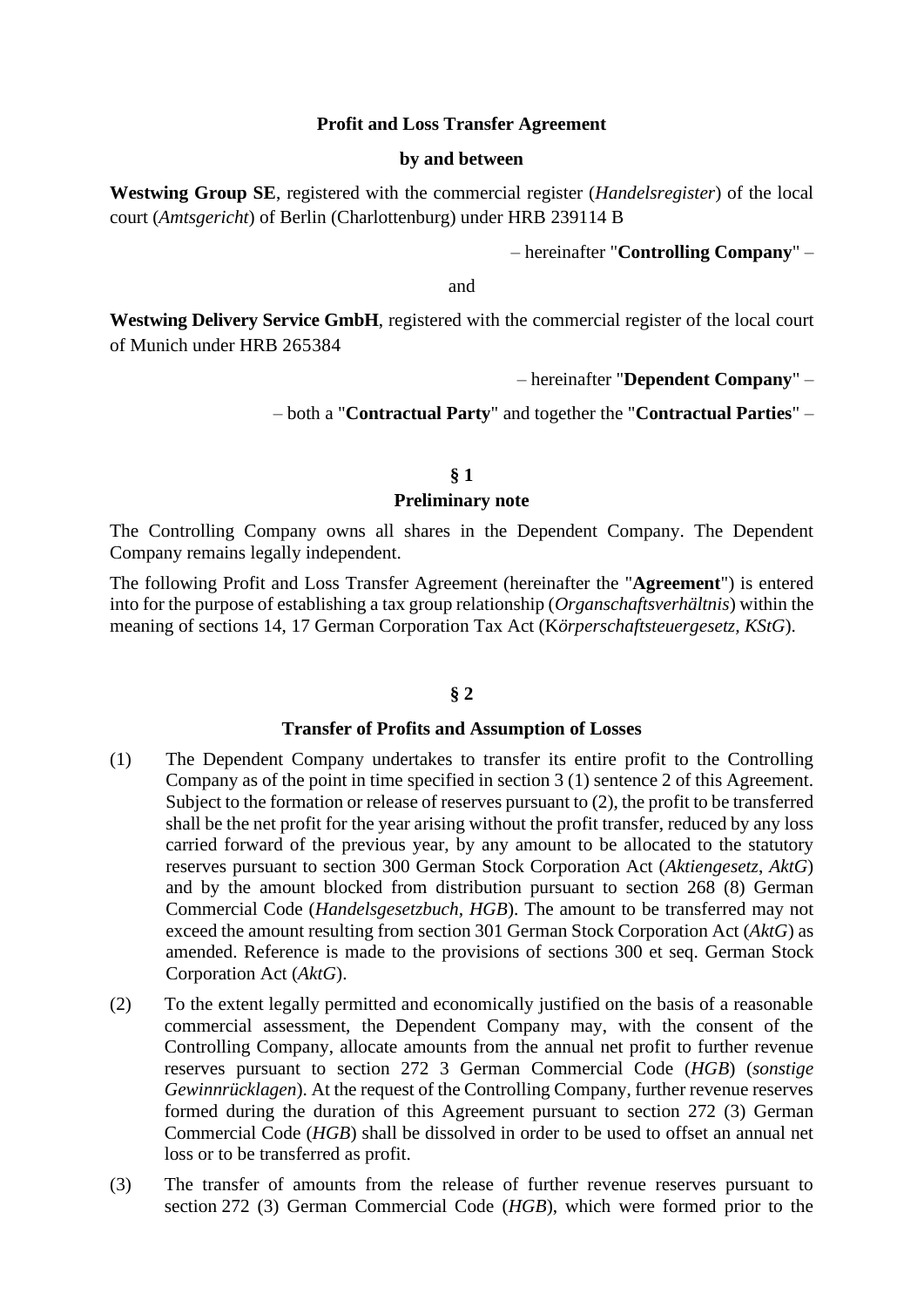**Profit and Loss Transfer Agreement**

**by and between**

**Westwing Group SE**, registered with the commercial register (*Handelsregister*) of the local court (*Amtsgericht*) of Berlin (Charlottenburg) under HRB 239114 B

– hereinafter "**Controlling Company**" –

and

**Westwing Delivery Service GmbH**, registered with the commercial register of the local court of Munich under HRB 265384

– hereinafter "**Dependent Company**" –

– both a "**Contractual Party**" and together the "**Contractual Parties**" –

## § 1

## Preliminary note

The Controlling Company owns all shares in the Dependent Company. The Dependent Company remains legally independent.

The following Profit and Loss Transfer Agreement (hereinafter the "**Agreement**") is entered into for the purpose of establishing a tax group relationship (*Organschaftsverhältnis*) within the meaning of sections 14, 17 German Corporation Tax Act (*Körperschaftsteuergesetz, KStG*).

## § 2

## Transfer of Profits and Assumption of Losses

(1) The Dependent Company undertakes to transfer its entire profit to the Controlling Company as of the point in time specified in section 3 (1) sentence 2 of this Agreement. Subject to the formation or release of reserves pursuant to (2), the profit to be transferred shall be the net profit for the year arising without the profit transfer, reduced by any loss carried forward of the previous year, by any amount to be allocated to the statutory reserves pursuant to section 300 German Stock Corporation Act (*Aktiengesetz*, *AktG*) and by the amount blocked from distribution pursuant to section 268 (8) German Commercial Code (*Handelsgesetzbuch*, *HGB*). The amount to be transferred may not exceed the amount resulting from section 301 German Stock Corporation Act (*AktG*) as amended. Reference is made to the provisions of sections 300 et seq. German Stock Corporation Act (*AktG*).

(2) To the extent legally permitted and economically justified on the basis of a reasonable commercial assessment, the Dependent Company may, with the consent of the Controlling Company, allocate amounts from the annual net profit to further revenue reserves pursuant to section 272 3 German Commercial Code (*HGB*) (*sonstige Gewinnrücklagen*). At the request of the Controlling Company, further revenue reserves formed during the duration of this Agreement pursuant to section 272 (3) German Commercial Code (*HGB*) shall be dissolved in order to be used to offset an annual net loss or to be transferred as profit.

(3) The transfer of amounts from the release of further revenue reserves pursuant to section 272 (3) German Commercial Code (*HGB*), which were formed prior to the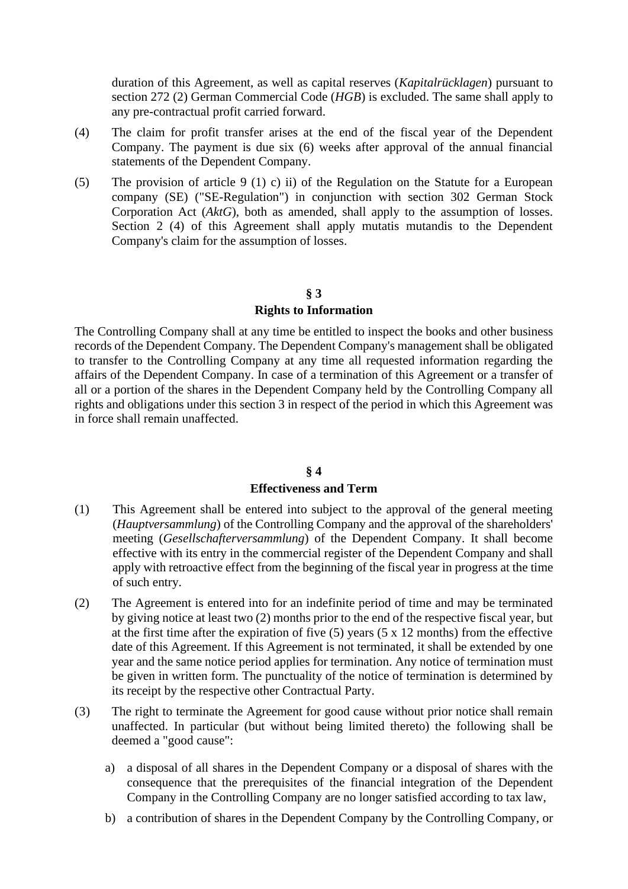duration of this Agreement, as well as capital reserves (*Kapitalrücklagen*) pursuant to section 272 (2) German Commercial Code (*HGB*) is excluded. The same shall apply to any pre-contractual profit carried forward.

(4) The claim for profit transfer arises at the end of the fiscal year of the Dependent Company. The payment is due six (6) weeks after approval of the annual financial statements of the Dependent Company.

(5) The provision of article 9 (1) c) ii) of the Regulation on the Statute for a European company (SE) ("SE-Regulation") in conjunction with section 302 German Stock Corporation Act (*AktG*), both as amended, shall apply to the assumption of losses. Section 2 (4) of this Agreement shall apply mutatis mutandis to the Dependent Company's claim for the assumption of losses.

## § 3
## Rights to Information

The Controlling Company shall at any time be entitled to inspect the books and other business records of the Dependent Company. The Dependent Company's management shall be obligated to transfer to the Controlling Company at any time all requested information regarding the affairs of the Dependent Company. In case of a termination of this Agreement or a transfer of all or a portion of the shares in the Dependent Company held by the Controlling Company all rights and obligations under this section 3 in respect of the period in which this Agreement was in force shall remain unaffected.

## § 4
## Effectiveness and Term

(1) This Agreement shall be entered into subject to the approval of the general meeting (*Hauptversammlung*) of the Controlling Company and the approval of the shareholders' meeting (*Gesellschafterversammlung*) of the Dependent Company. It shall become effective with its entry in the commercial register of the Dependent Company and shall apply with retroactive effect from the beginning of the fiscal year in progress at the time of such entry.

(2) The Agreement is entered into for an indefinite period of time and may be terminated by giving notice at least two (2) months prior to the end of the respective fiscal year, but at the first time after the expiration of five (5) years (5 x 12 months) from the effective date of this Agreement. If this Agreement is not terminated, it shall be extended by one year and the same notice period applies for termination. Any notice of termination must be given in written form. The punctuality of the notice of termination is determined by its receipt by the respective other Contractual Party.

(3) The right to terminate the Agreement for good cause without prior notice shall remain unaffected. In particular (but without being limited thereto) the following shall be deemed a "good cause":

a) a disposal of all shares in the Dependent Company or a disposal of shares with the consequence that the prerequisites of the financial integration of the Dependent Company in the Controlling Company are no longer satisfied according to tax law,

b) a contribution of shares in the Dependent Company by the Controlling Company, or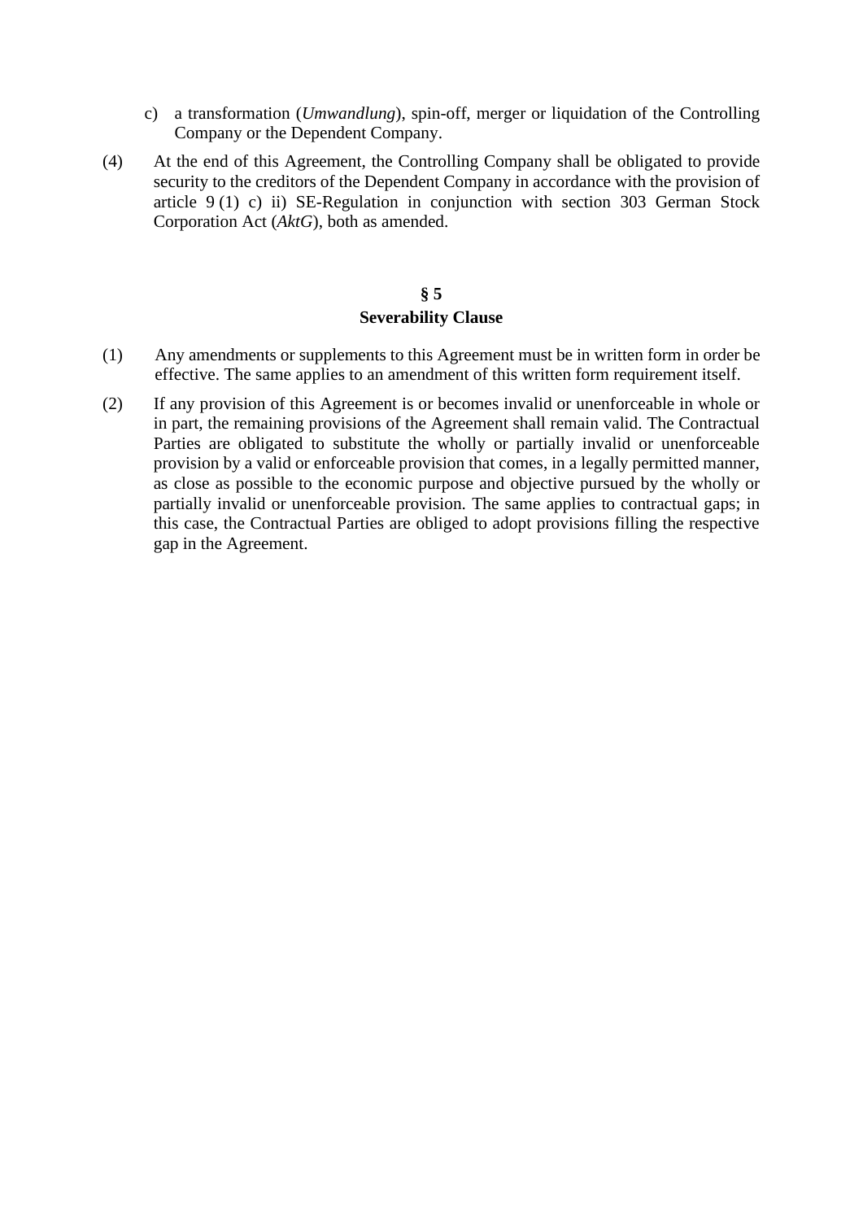c) a transformation (*Umwandlung*), spin-off, merger or liquidation of the Controlling Company or the Dependent Company.

(4) At the end of this Agreement, the Controlling Company shall be obligated to provide security to the creditors of the Dependent Company in accordance with the provision of article 9 (1) c) ii) SE-Regulation in conjunction with section 303 German Stock Corporation Act (*AktG*), both as amended.

## § 5
## Severability Clause

(1) Any amendments or supplements to this Agreement must be in written form in order be effective. The same applies to an amendment of this written form requirement itself.

(2) If any provision of this Agreement is or becomes invalid or unenforceable in whole or in part, the remaining provisions of the Agreement shall remain valid. The Contractual Parties are obligated to substitute the wholly or partially invalid or unenforceable provision by a valid or enforceable provision that comes, in a legally permitted manner, as close as possible to the economic purpose and objective pursued by the wholly or partially invalid or unenforceable provision. The same applies to contractual gaps; in this case, the Contractual Parties are obliged to adopt provisions filling the respective gap in the Agreement.